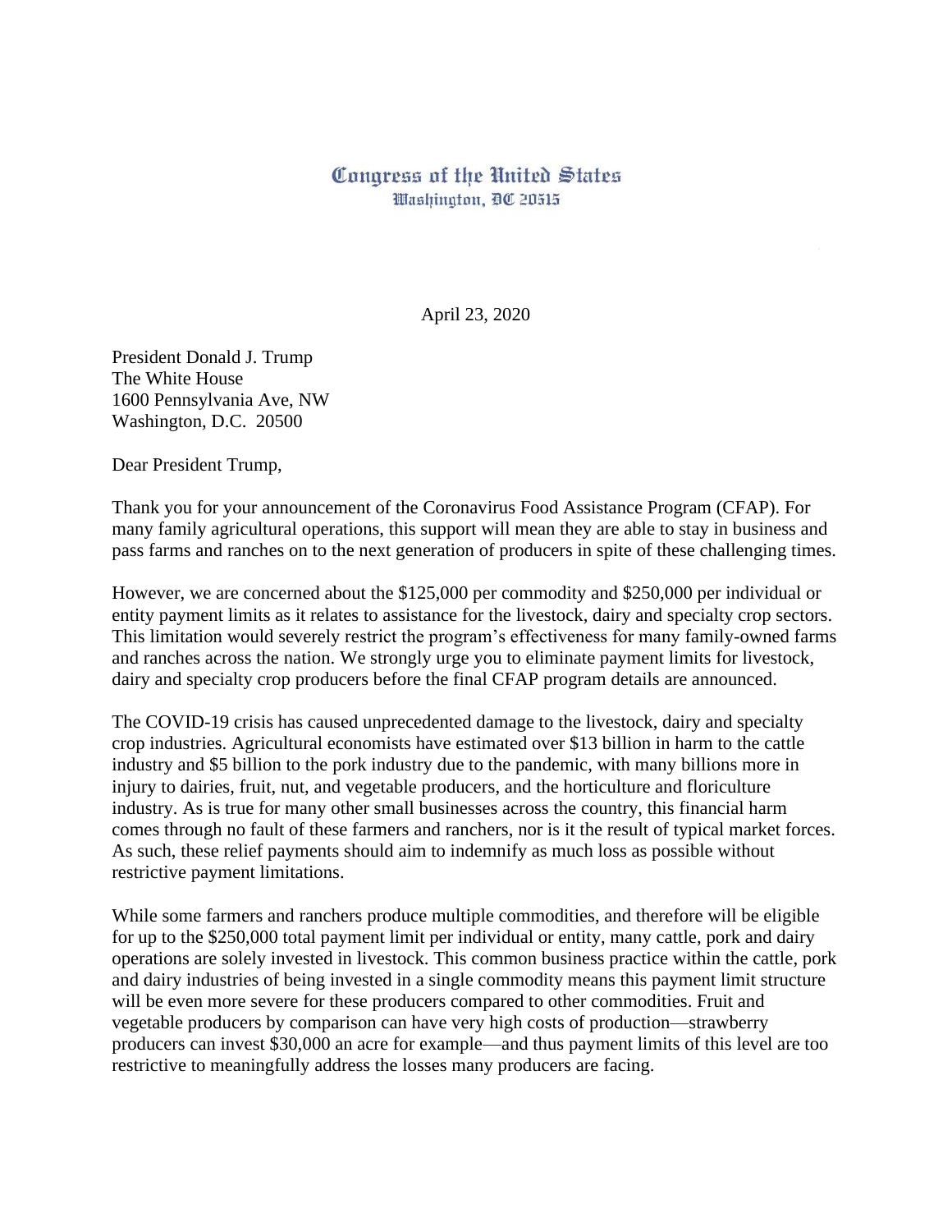Congress of the United States
Washington, DC 20515

April 23, 2020

President Donald J. Trump
The White House
1600 Pennsylvania Ave, NW
Washington, D.C. 20500

Dear President Trump,

Thank you for your announcement of the Coronavirus Food Assistance Program (CFAP). For many family agricultural operations, this support will mean they are able to stay in business and pass farms and ranches on to the next generation of producers in spite of these challenging times.

However, we are concerned about the $125,000 per commodity and $250,000 per individual or entity payment limits as it relates to assistance for the livestock, dairy and specialty crop sectors. This limitation would severely restrict the program's effectiveness for many family-owned farms and ranches across the nation. We strongly urge you to eliminate payment limits for livestock, dairy and specialty crop producers before the final CFAP program details are announced.

The COVID-19 crisis has caused unprecedented damage to the livestock, dairy and specialty crop industries. Agricultural economists have estimated over $13 billion in harm to the cattle industry and $5 billion to the pork industry due to the pandemic, with many billions more in injury to dairies, fruit, nut, and vegetable producers, and the horticulture and floriculture industry. As is true for many other small businesses across the country, this financial harm comes through no fault of these farmers and ranchers, nor is it the result of typical market forces. As such, these relief payments should aim to indemnify as much loss as possible without restrictive payment limitations.

While some farmers and ranchers produce multiple commodities, and therefore will be eligible for up to the $250,000 total payment limit per individual or entity, many cattle, pork and dairy operations are solely invested in livestock. This common business practice within the cattle, pork and dairy industries of being invested in a single commodity means this payment limit structure will be even more severe for these producers compared to other commodities. Fruit and vegetable producers by comparison can have very high costs of production—strawberry producers can invest $30,000 an acre for example—and thus payment limits of this level are too restrictive to meaningfully address the losses many producers are facing.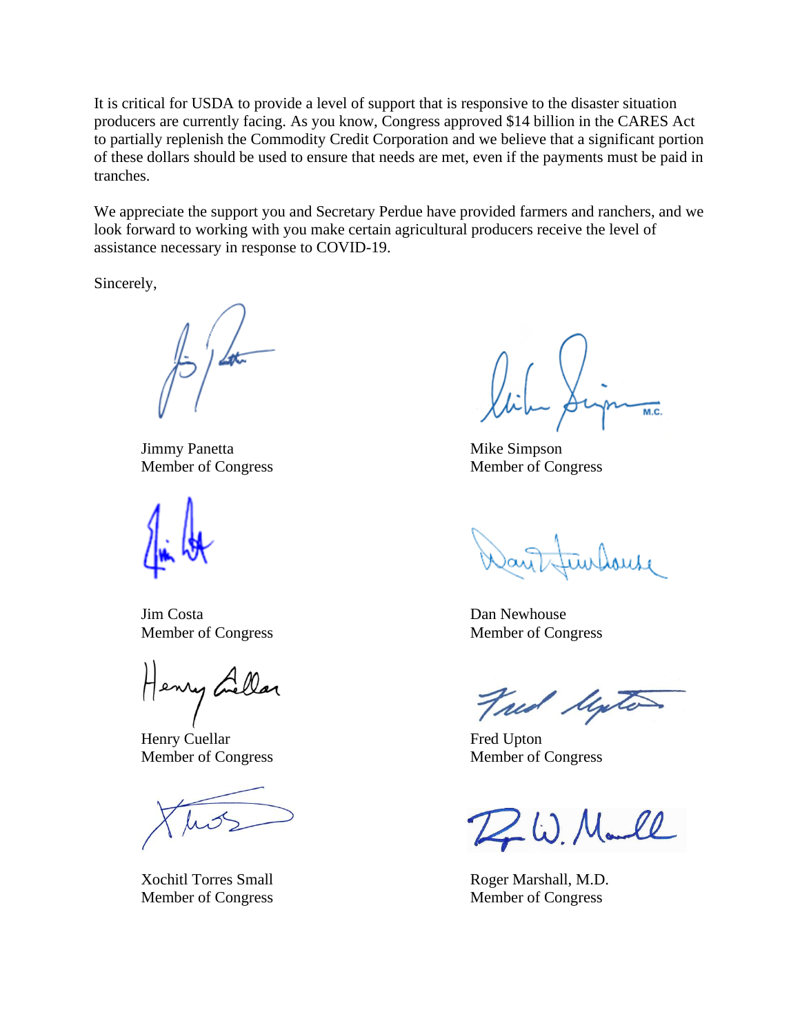It is critical for USDA to provide a level of support that is responsive to the disaster situation producers are currently facing. As you know, Congress approved $14 billion in the CARES Act to partially replenish the Commodity Credit Corporation and we believe that a significant portion of these dollars should be used to ensure that needs are met, even if the payments must be paid in tranches.

We appreciate the support you and Secretary Perdue have provided farmers and ranchers, and we look forward to working with you make certain agricultural producers receive the level of assistance necessary in response to COVID-19.

Sincerely,

Jimmy Panetta
Member of Congress

Mike Simpson
Member of Congress

Jim Costa
Member of Congress

Dan Newhouse
Member of Congress

Henry Cuellar
Member of Congress

Fred Upton
Member of Congress

Xochitl Torres Small
Member of Congress

Roger Marshall, M.D.
Member of Congress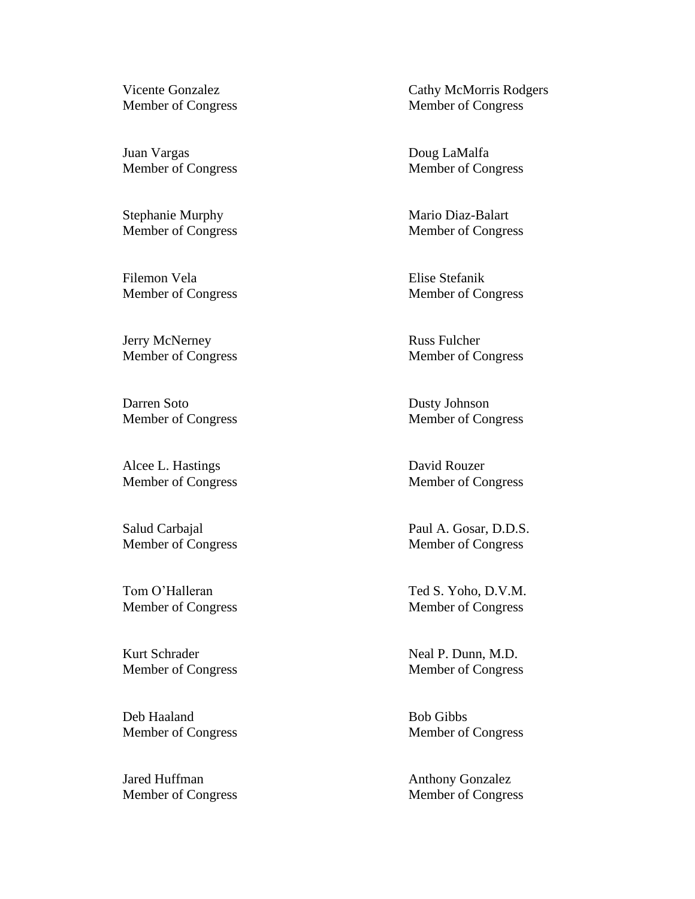Vicente Gonzalez
Member of Congress

Juan Vargas
Member of Congress

Stephanie Murphy
Member of Congress

Filemon Vela
Member of Congress

Jerry McNerney
Member of Congress

Darren Soto
Member of Congress

Alcee L. Hastings
Member of Congress

Salud Carbajal
Member of Congress

Tom O'Halleran
Member of Congress

Kurt Schrader
Member of Congress

Deb Haaland
Member of Congress

Jared Huffman
Member of Congress

Cathy McMorris Rodgers
Member of Congress

Doug LaMalfa
Member of Congress

Mario Diaz-Balart
Member of Congress

Elise Stefanik
Member of Congress

Russ Fulcher
Member of Congress

Dusty Johnson
Member of Congress

David Rouzer
Member of Congress

Paul A. Gosar, D.D.S.
Member of Congress

Ted S. Yoho, D.V.M.
Member of Congress

Neal P. Dunn, M.D.
Member of Congress

Bob Gibbs
Member of Congress

Anthony Gonzalez
Member of Congress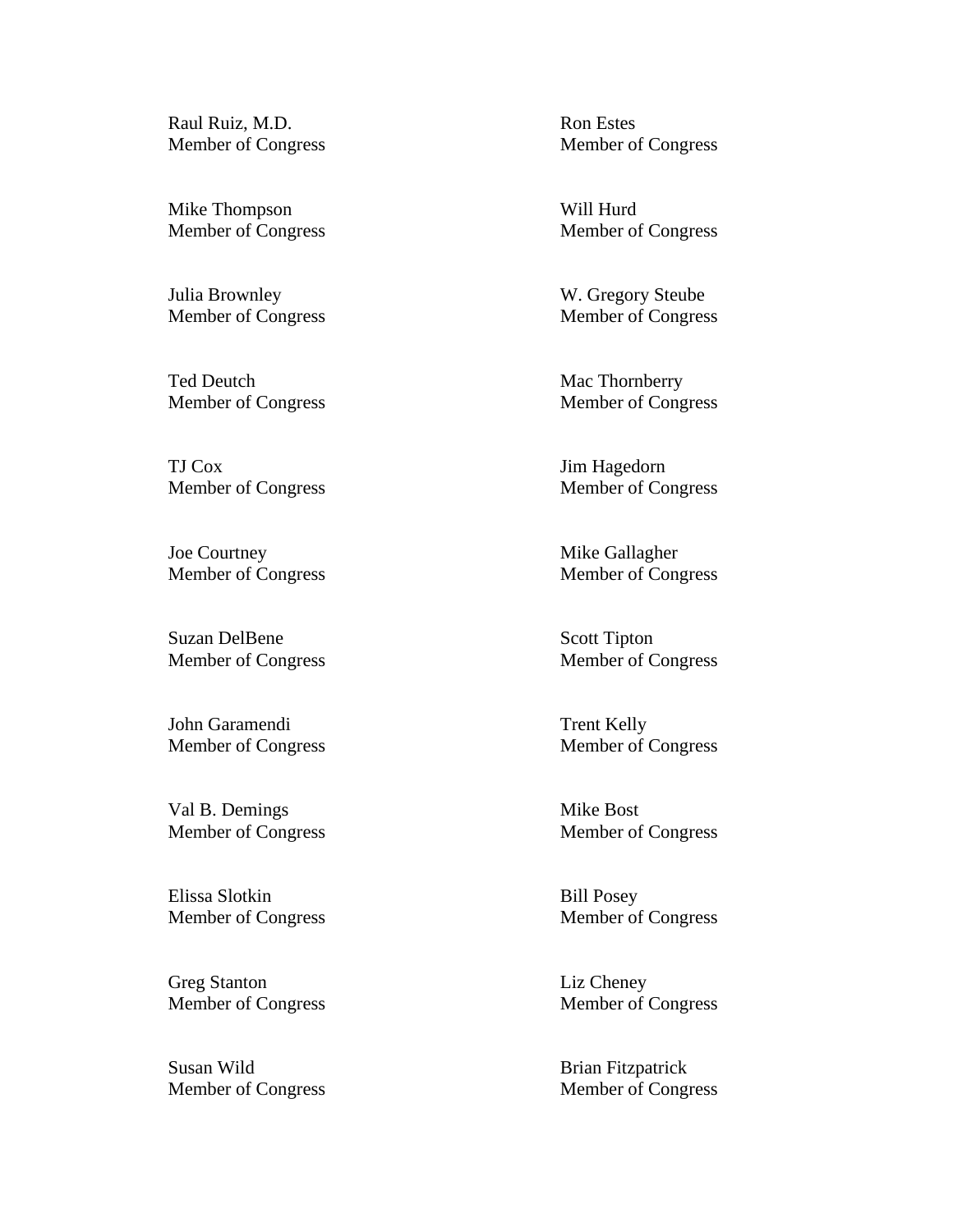Raul Ruiz, M.D.
Member of Congress

Mike Thompson
Member of Congress

Julia Brownley
Member of Congress

Ted Deutch
Member of Congress

TJ Cox
Member of Congress

Joe Courtney
Member of Congress

Suzan DelBene
Member of Congress

John Garamendi
Member of Congress

Val B. Demings
Member of Congress

Elissa Slotkin
Member of Congress

Greg Stanton
Member of Congress

Susan Wild
Member of Congress

Ron Estes
Member of Congress

Will Hurd
Member of Congress

W. Gregory Steube
Member of Congress

Mac Thornberry
Member of Congress

Jim Hagedorn
Member of Congress

Mike Gallagher
Member of Congress

Scott Tipton
Member of Congress

Trent Kelly
Member of Congress

Mike Bost
Member of Congress

Bill Posey
Member of Congress

Liz Cheney
Member of Congress

Brian Fitzpatrick
Member of Congress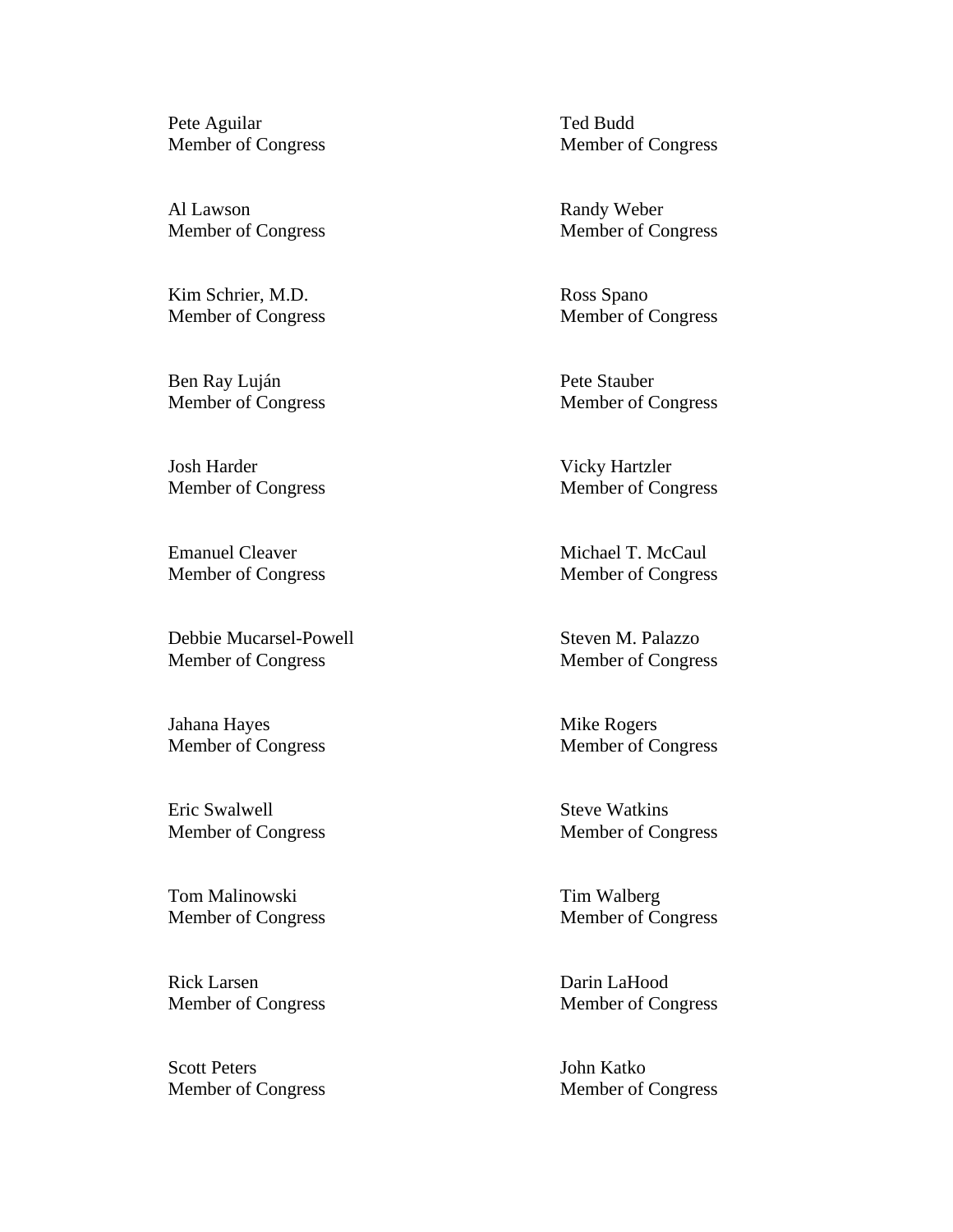Pete Aguilar
Member of Congress

Ted Budd
Member of Congress

Al Lawson
Member of Congress

Randy Weber
Member of Congress

Kim Schrier, M.D.
Member of Congress

Ross Spano
Member of Congress

Ben Ray Luján
Member of Congress

Pete Stauber
Member of Congress

Josh Harder
Member of Congress

Vicky Hartzler
Member of Congress

Emanuel Cleaver
Member of Congress

Michael T. McCaul
Member of Congress

Debbie Mucarsel-Powell
Member of Congress

Steven M. Palazzo
Member of Congress

Jahana Hayes
Member of Congress

Mike Rogers
Member of Congress

Eric Swalwell
Member of Congress

Steve Watkins
Member of Congress

Tom Malinowski
Member of Congress

Tim Walberg
Member of Congress

Rick Larsen
Member of Congress

Darin LaHood
Member of Congress

Scott Peters
Member of Congress

John Katko
Member of Congress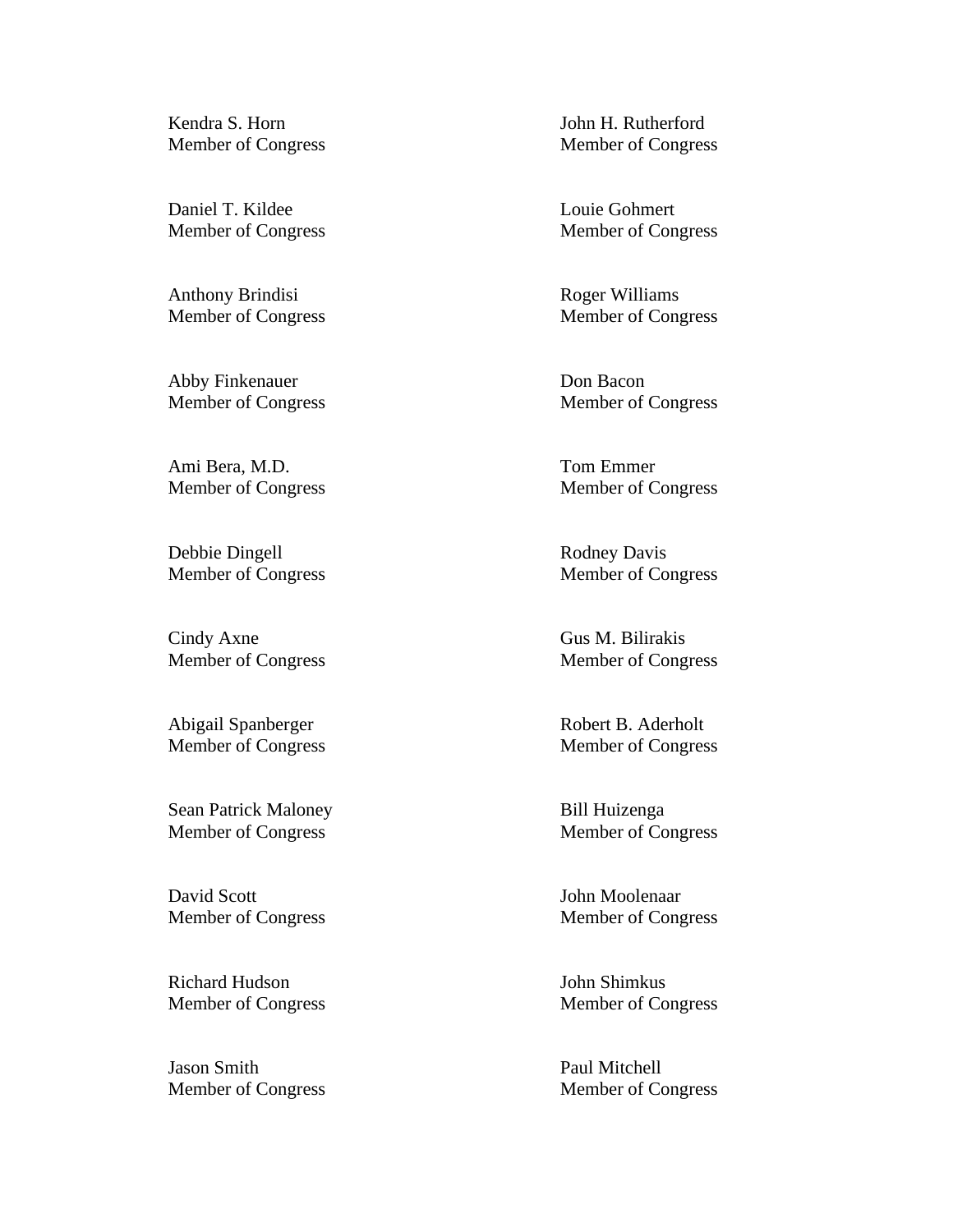Kendra S. Horn
Member of Congress

Daniel T. Kildee
Member of Congress

Anthony Brindisi
Member of Congress

Abby Finkenauer
Member of Congress

Ami Bera, M.D.
Member of Congress

Debbie Dingell
Member of Congress

Cindy Axne
Member of Congress

Abigail Spanberger
Member of Congress

Sean Patrick Maloney
Member of Congress

David Scott
Member of Congress

Richard Hudson
Member of Congress

Jason Smith
Member of Congress

John H. Rutherford
Member of Congress

Louie Gohmert
Member of Congress

Roger Williams
Member of Congress

Don Bacon
Member of Congress

Tom Emmer
Member of Congress

Rodney Davis
Member of Congress

Gus M. Bilirakis
Member of Congress

Robert B. Aderholt
Member of Congress

Bill Huizenga
Member of Congress

John Moolenaar
Member of Congress

John Shimkus
Member of Congress

Paul Mitchell
Member of Congress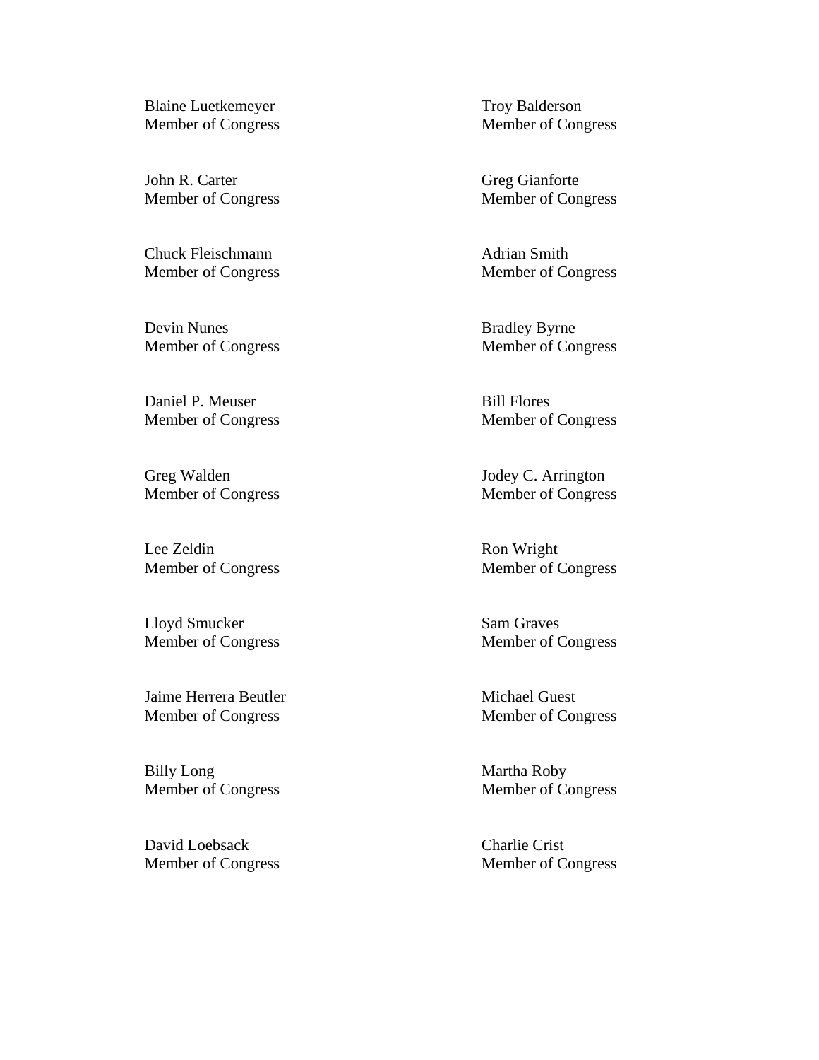Blaine Luetkemeyer
Member of Congress

Troy Balderson
Member of Congress

John R. Carter
Member of Congress

Greg Gianforte
Member of Congress

Chuck Fleischmann
Member of Congress

Adrian Smith
Member of Congress

Devin Nunes
Member of Congress

Bradley Byrne
Member of Congress

Daniel P. Meuser
Member of Congress

Bill Flores
Member of Congress

Greg Walden
Member of Congress

Jodey C. Arrington
Member of Congress

Lee Zeldin
Member of Congress

Ron Wright
Member of Congress

Lloyd Smucker
Member of Congress

Sam Graves
Member of Congress

Jaime Herrera Beutler
Member of Congress

Michael Guest
Member of Congress

Billy Long
Member of Congress

Martha Roby
Member of Congress

David Loebsack
Member of Congress

Charlie Crist
Member of Congress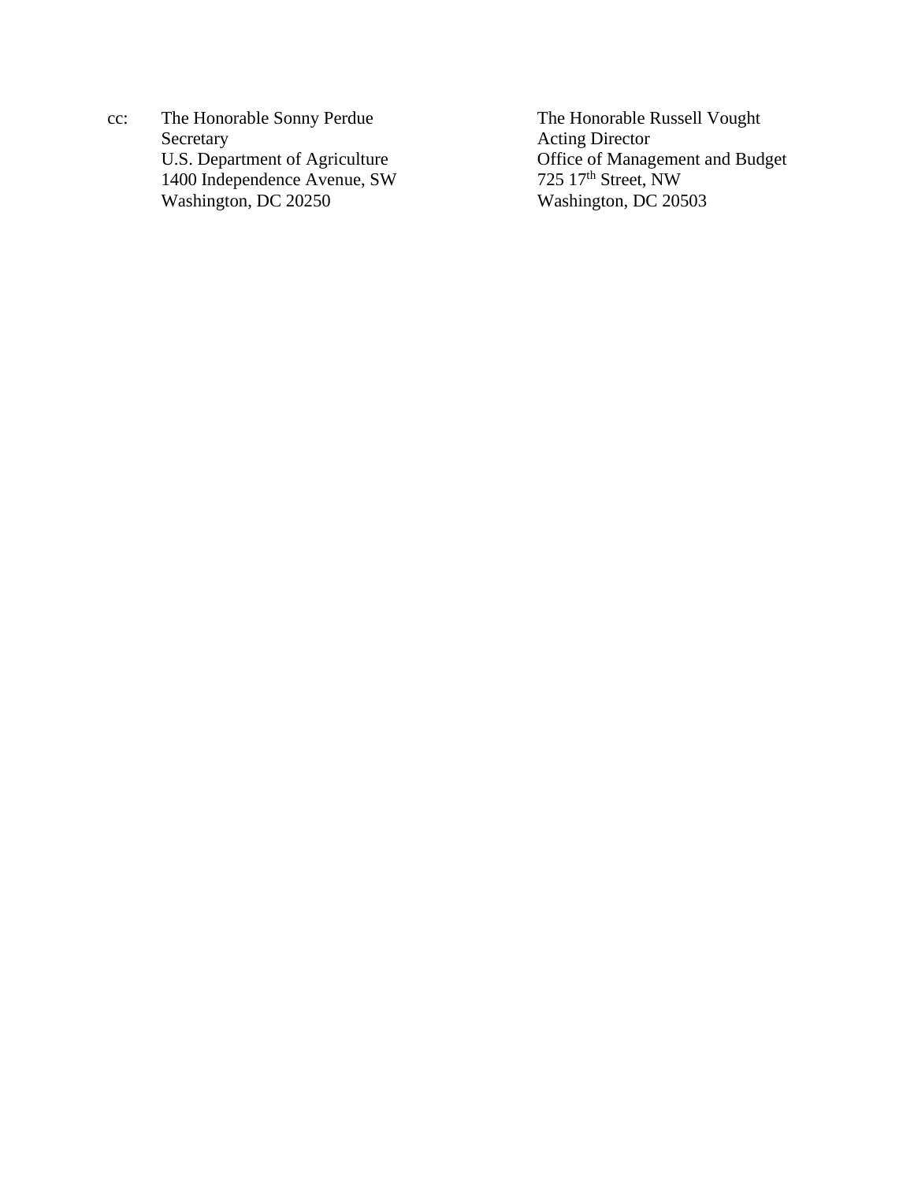cc: The Honorable Sonny Perdue
Secretary
U.S. Department of Agriculture
1400 Independence Avenue, SW
Washington, DC 20250

The Honorable Russell Vought
Acting Director
Office of Management and Budget
725 17th Street, NW
Washington, DC 20503